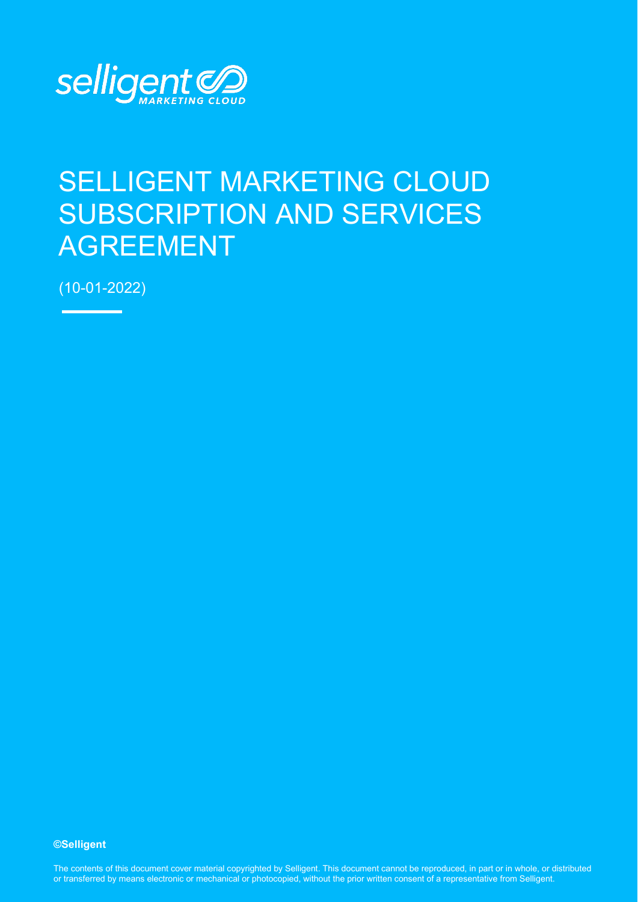selligent MARKETING CLOUD

# SELLIGENT MARKETING CLOUD SUBSCRIPTION AND SERVICES AGREEMENT

(10-01-2022)

**©Selligent**

The contents of this document cover material copyrighted by Selligent. This document cannot be reproduced, in part or in whole, or distributed or transferred by means electronic or mechanical or photocopied, without the prior written consent of a representative from Selligent.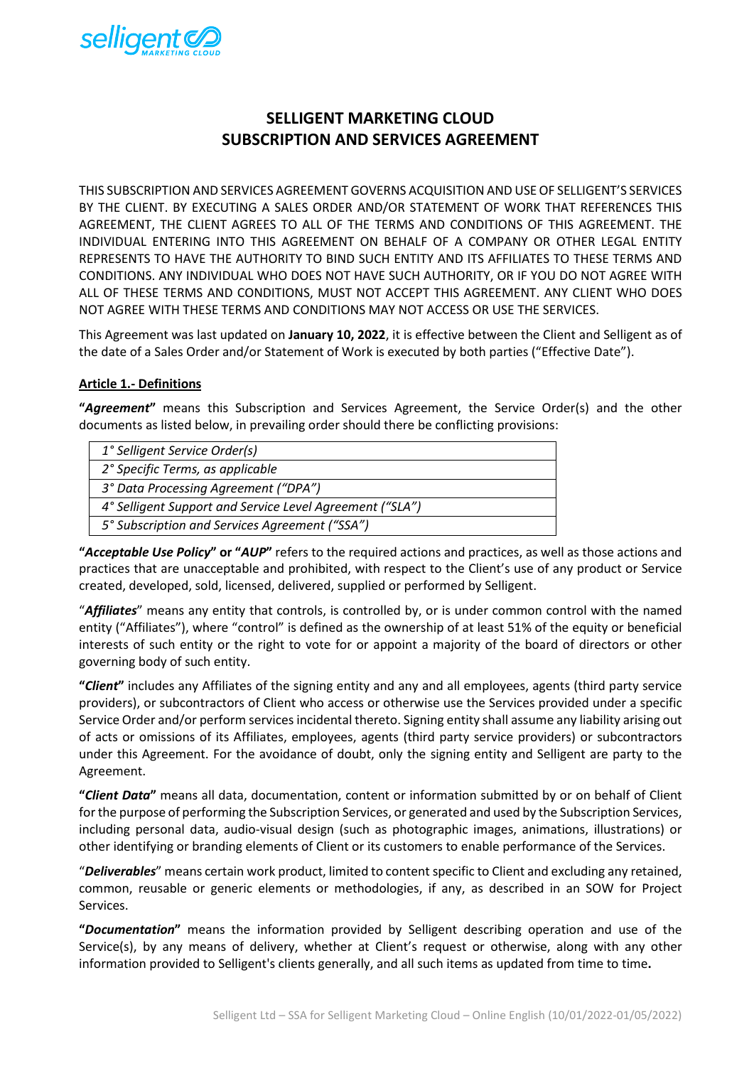# SELLIGENT MARKETING CLOUD
# SUBSCRIPTION AND SERVICES AGREEMENT

THIS SUBSCRIPTION AND SERVICES AGREEMENT GOVERNS ACQUISITION AND USE OF SELLIGENT'S SERVICES BY THE CLIENT. BY EXECUTING A SALES ORDER AND/OR STATEMENT OF WORK THAT REFERENCES THIS AGREEMENT, THE CLIENT AGREES TO ALL OF THE TERMS AND CONDITIONS OF THIS AGREEMENT. THE INDIVIDUAL ENTERING INTO THIS AGREEMENT ON BEHALF OF A COMPANY OR OTHER LEGAL ENTITY REPRESENTS TO HAVE THE AUTHORITY TO BIND SUCH ENTITY AND ITS AFFILIATES TO THESE TERMS AND CONDITIONS. ANY INDIVIDUAL WHO DOES NOT HAVE SUCH AUTHORITY, OR IF YOU DO NOT AGREE WITH ALL OF THESE TERMS AND CONDITIONS, MUST NOT ACCEPT THIS AGREEMENT. ANY CLIENT WHO DOES NOT AGREE WITH THESE TERMS AND CONDITIONS MAY NOT ACCESS OR USE THE SERVICES.

This Agreement was last updated on **January 10, 2022**, it is effective between the Client and Selligent as of the date of a Sales Order and/or Statement of Work is executed by both parties ("Effective Date").

## Article 1.- Definitions

**"*Agreement*"** means this Subscription and Services Agreement, the Service Order(s) and the other documents as listed below, in prevailing order should there be conflicting provisions:

| |
|---|
| *1° Selligent Service Order(s)* |
| *2° Specific Terms, as applicable* |
| *3° Data Processing Agreement ("DPA")* |
| *4° Selligent Support and Service Level Agreement ("SLA")* |
| *5° Subscription and Services Agreement ("SSA")* |

**"*Acceptable Use Policy*" or "*AUP*"** refers to the required actions and practices, as well as those actions and practices that are unacceptable and prohibited, with respect to the Client's use of any product or Service created, developed, sold, licensed, delivered, supplied or performed by Selligent.

"***Affiliates***" means any entity that controls, is controlled by, or is under common control with the named entity ("Affiliates"), where "control" is defined as the ownership of at least 51% of the equity or beneficial interests of such entity or the right to vote for or appoint a majority of the board of directors or other governing body of such entity.

**"*Client*"** includes any Affiliates of the signing entity and any and all employees, agents (third party service providers), or subcontractors of Client who access or otherwise use the Services provided under a specific Service Order and/or perform services incidental thereto. Signing entity shall assume any liability arising out of acts or omissions of its Affiliates, employees, agents (third party service providers) or subcontractors under this Agreement. For the avoidance of doubt, only the signing entity and Selligent are party to the Agreement.

**"*Client Data*"** means all data, documentation, content or information submitted by or on behalf of Client for the purpose of performing the Subscription Services, or generated and used by the Subscription Services, including personal data, audio-visual design (such as photographic images, animations, illustrations) or other identifying or branding elements of Client or its customers to enable performance of the Services.

"***Deliverables***" means certain work product, limited to content specific to Client and excluding any retained, common, reusable or generic elements or methodologies, if any, as described in an SOW for Project Services.

**"*Documentation*"** means the information provided by Selligent describing operation and use of the Service(s), by any means of delivery, whether at Client's request or otherwise, along with any other information provided to Selligent's clients generally, and all such items as updated from time to time**.**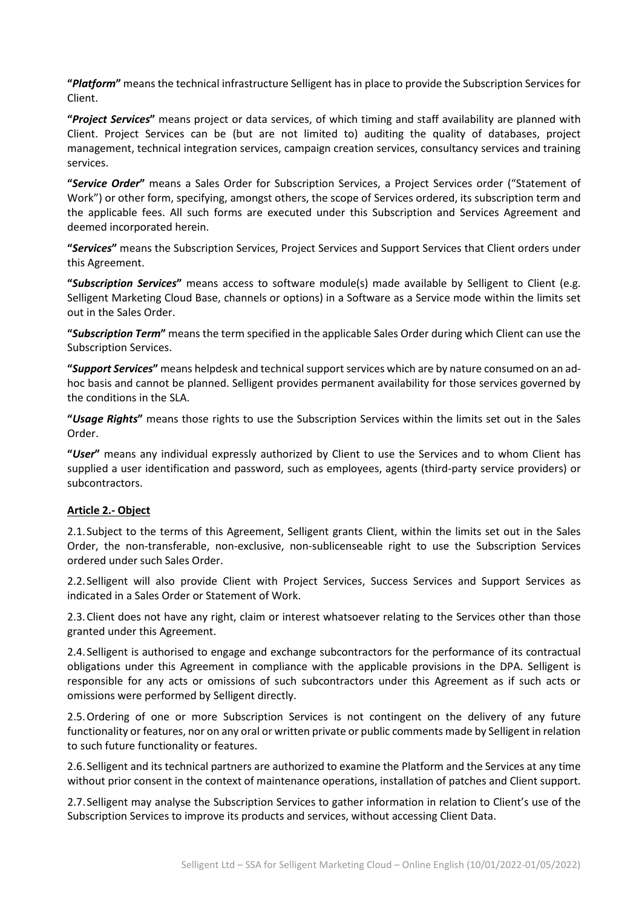**"*Platform*"** means the technical infrastructure Selligent has in place to provide the Subscription Services for Client.

**"*Project Services*"** means project or data services, of which timing and staff availability are planned with Client. Project Services can be (but are not limited to) auditing the quality of databases, project management, technical integration services, campaign creation services, consultancy services and training services.

**"*Service Order*"** means a Sales Order for Subscription Services, a Project Services order ("Statement of Work") or other form, specifying, amongst others, the scope of Services ordered, its subscription term and the applicable fees. All such forms are executed under this Subscription and Services Agreement and deemed incorporated herein.

**"*Services*"** means the Subscription Services, Project Services and Support Services that Client orders under this Agreement.

**"*Subscription Services*"** means access to software module(s) made available by Selligent to Client (e.g. Selligent Marketing Cloud Base, channels or options) in a Software as a Service mode within the limits set out in the Sales Order.

**"*Subscription Term*"** means the term specified in the applicable Sales Order during which Client can use the Subscription Services.

**"*Support Services*"** means helpdesk and technical support services which are by nature consumed on an ad-hoc basis and cannot be planned. Selligent provides permanent availability for those services governed by the conditions in the SLA.

**"*Usage Rights*"** means those rights to use the Subscription Services within the limits set out in the Sales Order.

**"*User*"** means any individual expressly authorized by Client to use the Services and to whom Client has supplied a user identification and password, such as employees, agents (third-party service providers) or subcontractors.

**Article 2.- Object**

2.1. Subject to the terms of this Agreement, Selligent grants Client, within the limits set out in the Sales Order, the non-transferable, non-exclusive, non-sublicenseable right to use the Subscription Services ordered under such Sales Order.

2.2. Selligent will also provide Client with Project Services, Success Services and Support Services as indicated in a Sales Order or Statement of Work.

2.3. Client does not have any right, claim or interest whatsoever relating to the Services other than those granted under this Agreement.

2.4. Selligent is authorised to engage and exchange subcontractors for the performance of its contractual obligations under this Agreement in compliance with the applicable provisions in the DPA. Selligent is responsible for any acts or omissions of such subcontractors under this Agreement as if such acts or omissions were performed by Selligent directly.

2.5. Ordering of one or more Subscription Services is not contingent on the delivery of any future functionality or features, nor on any oral or written private or public comments made by Selligent in relation to such future functionality or features.

2.6. Selligent and its technical partners are authorized to examine the Platform and the Services at any time without prior consent in the context of maintenance operations, installation of patches and Client support.

2.7. Selligent may analyse the Subscription Services to gather information in relation to Client's use of the Subscription Services to improve its products and services, without accessing Client Data.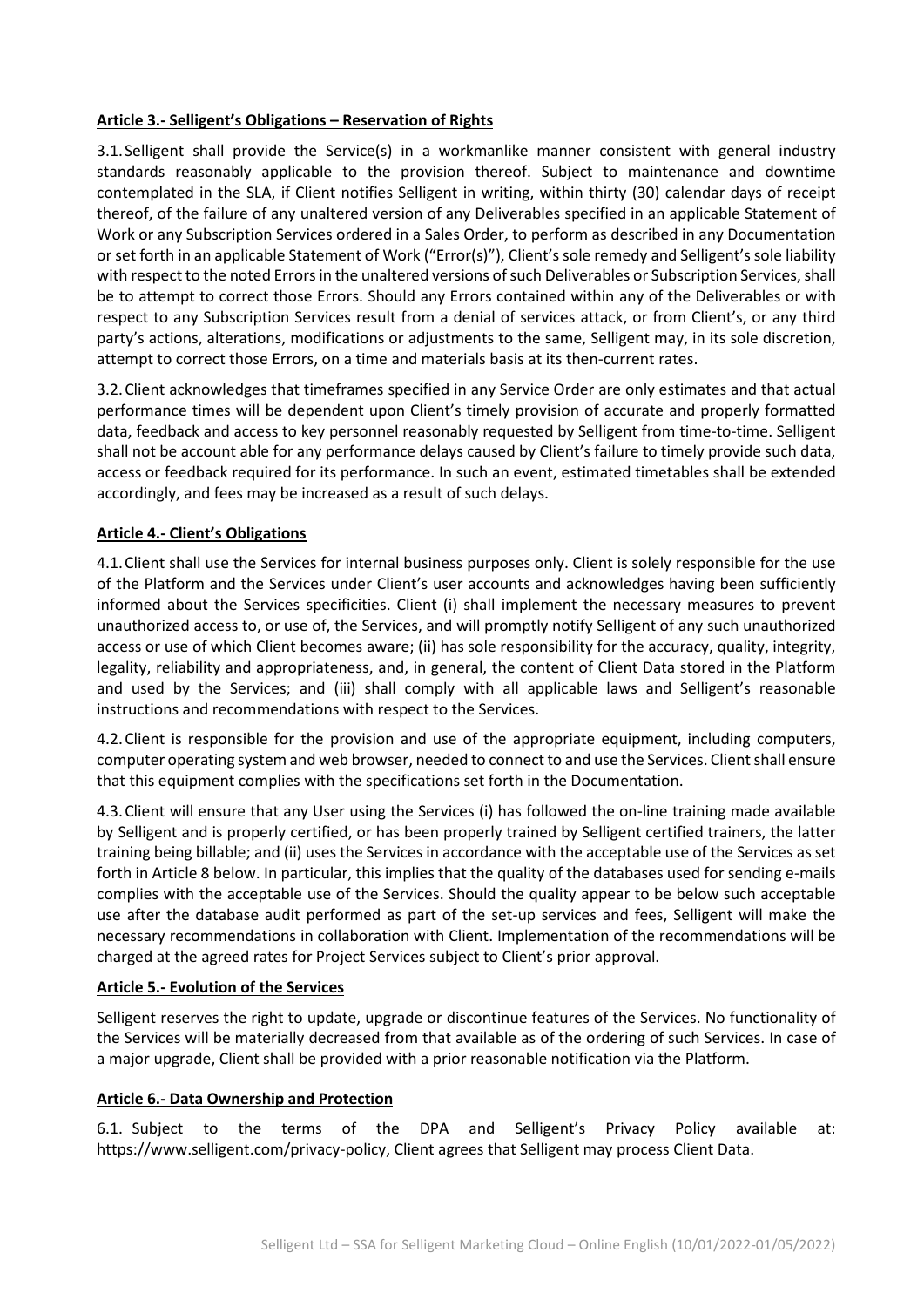**Article 3.- Selligent's Obligations – Reservation of Rights**

3.1. Selligent shall provide the Service(s) in a workmanlike manner consistent with general industry standards reasonably applicable to the provision thereof. Subject to maintenance and downtime contemplated in the SLA, if Client notifies Selligent in writing, within thirty (30) calendar days of receipt thereof, of the failure of any unaltered version of any Deliverables specified in an applicable Statement of Work or any Subscription Services ordered in a Sales Order, to perform as described in any Documentation or set forth in an applicable Statement of Work ("Error(s)"), Client's sole remedy and Selligent's sole liability with respect to the noted Errors in the unaltered versions of such Deliverables or Subscription Services, shall be to attempt to correct those Errors. Should any Errors contained within any of the Deliverables or with respect to any Subscription Services result from a denial of services attack, or from Client's, or any third party's actions, alterations, modifications or adjustments to the same, Selligent may, in its sole discretion, attempt to correct those Errors, on a time and materials basis at its then-current rates.

3.2. Client acknowledges that timeframes specified in any Service Order are only estimates and that actual performance times will be dependent upon Client's timely provision of accurate and properly formatted data, feedback and access to key personnel reasonably requested by Selligent from time-to-time. Selligent shall not be account able for any performance delays caused by Client's failure to timely provide such data, access or feedback required for its performance. In such an event, estimated timetables shall be extended accordingly, and fees may be increased as a result of such delays.

**Article 4.- Client's Obligations**

4.1. Client shall use the Services for internal business purposes only. Client is solely responsible for the use of the Platform and the Services under Client's user accounts and acknowledges having been sufficiently informed about the Services specificities. Client (i) shall implement the necessary measures to prevent unauthorized access to, or use of, the Services, and will promptly notify Selligent of any such unauthorized access or use of which Client becomes aware; (ii) has sole responsibility for the accuracy, quality, integrity, legality, reliability and appropriateness, and, in general, the content of Client Data stored in the Platform and used by the Services; and (iii) shall comply with all applicable laws and Selligent's reasonable instructions and recommendations with respect to the Services.

4.2. Client is responsible for the provision and use of the appropriate equipment, including computers, computer operating system and web browser, needed to connect to and use the Services. Client shall ensure that this equipment complies with the specifications set forth in the Documentation.

4.3. Client will ensure that any User using the Services (i) has followed the on-line training made available by Selligent and is properly certified, or has been properly trained by Selligent certified trainers, the latter training being billable; and (ii) uses the Services in accordance with the acceptable use of the Services as set forth in Article 8 below. In particular, this implies that the quality of the databases used for sending e-mails complies with the acceptable use of the Services. Should the quality appear to be below such acceptable use after the database audit performed as part of the set-up services and fees, Selligent will make the necessary recommendations in collaboration with Client. Implementation of the recommendations will be charged at the agreed rates for Project Services subject to Client's prior approval.

**Article 5.- Evolution of the Services**

Selligent reserves the right to update, upgrade or discontinue features of the Services. No functionality of the Services will be materially decreased from that available as of the ordering of such Services. In case of a major upgrade, Client shall be provided with a prior reasonable notification via the Platform.

**Article 6.- Data Ownership and Protection**

6.1. Subject to the terms of the DPA and Selligent's Privacy Policy available at: https://www.selligent.com/privacy-policy, Client agrees that Selligent may process Client Data.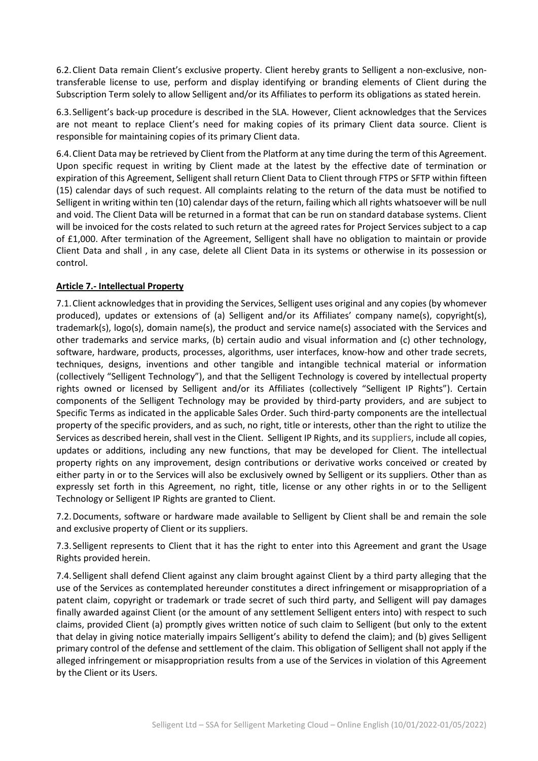6.2. Client Data remain Client's exclusive property. Client hereby grants to Selligent a non-exclusive, non-transferable license to use, perform and display identifying or branding elements of Client during the Subscription Term solely to allow Selligent and/or its Affiliates to perform its obligations as stated herein.

6.3. Selligent's back-up procedure is described in the SLA. However, Client acknowledges that the Services are not meant to replace Client's need for making copies of its primary Client data source. Client is responsible for maintaining copies of its primary Client data.

6.4. Client Data may be retrieved by Client from the Platform at any time during the term of this Agreement. Upon specific request in writing by Client made at the latest by the effective date of termination or expiration of this Agreement, Selligent shall return Client Data to Client through FTPS or SFTP within fifteen (15) calendar days of such request. All complaints relating to the return of the data must be notified to Selligent in writing within ten (10) calendar days of the return, failing which all rights whatsoever will be null and void. The Client Data will be returned in a format that can be run on standard database systems. Client will be invoiced for the costs related to such return at the agreed rates for Project Services subject to a cap of £1,000. After termination of the Agreement, Selligent shall have no obligation to maintain or provide Client Data and shall , in any case, delete all Client Data in its systems or otherwise in its possession or control.

**Article 7.- Intellectual Property**

7.1. Client acknowledges that in providing the Services, Selligent uses original and any copies (by whomever produced), updates or extensions of (a) Selligent and/or its Affiliates' company name(s), copyright(s), trademark(s), logo(s), domain name(s), the product and service name(s) associated with the Services and other trademarks and service marks, (b) certain audio and visual information and (c) other technology, software, hardware, products, processes, algorithms, user interfaces, know-how and other trade secrets, techniques, designs, inventions and other tangible and intangible technical material or information (collectively "Selligent Technology"), and that the Selligent Technology is covered by intellectual property rights owned or licensed by Selligent and/or its Affiliates (collectively "Selligent IP Rights"). Certain components of the Selligent Technology may be provided by third-party providers, and are subject to Specific Terms as indicated in the applicable Sales Order. Such third-party components are the intellectual property of the specific providers, and as such, no right, title or interests, other than the right to utilize the Services as described herein, shall vest in the Client. Selligent IP Rights, and its suppliers, include all copies, updates or additions, including any new functions, that may be developed for Client. The intellectual property rights on any improvement, design contributions or derivative works conceived or created by either party in or to the Services will also be exclusively owned by Selligent or its suppliers. Other than as expressly set forth in this Agreement, no right, title, license or any other rights in or to the Selligent Technology or Selligent IP Rights are granted to Client.

7.2. Documents, software or hardware made available to Selligent by Client shall be and remain the sole and exclusive property of Client or its suppliers.

7.3. Selligent represents to Client that it has the right to enter into this Agreement and grant the Usage Rights provided herein.

7.4. Selligent shall defend Client against any claim brought against Client by a third party alleging that the use of the Services as contemplated hereunder constitutes a direct infringement or misappropriation of a patent claim, copyright or trademark or trade secret of such third party, and Selligent will pay damages finally awarded against Client (or the amount of any settlement Selligent enters into) with respect to such claims, provided Client (a) promptly gives written notice of such claim to Selligent (but only to the extent that delay in giving notice materially impairs Selligent's ability to defend the claim); and (b) gives Selligent primary control of the defense and settlement of the claim. This obligation of Selligent shall not apply if the alleged infringement or misappropriation results from a use of the Services in violation of this Agreement by the Client or its Users.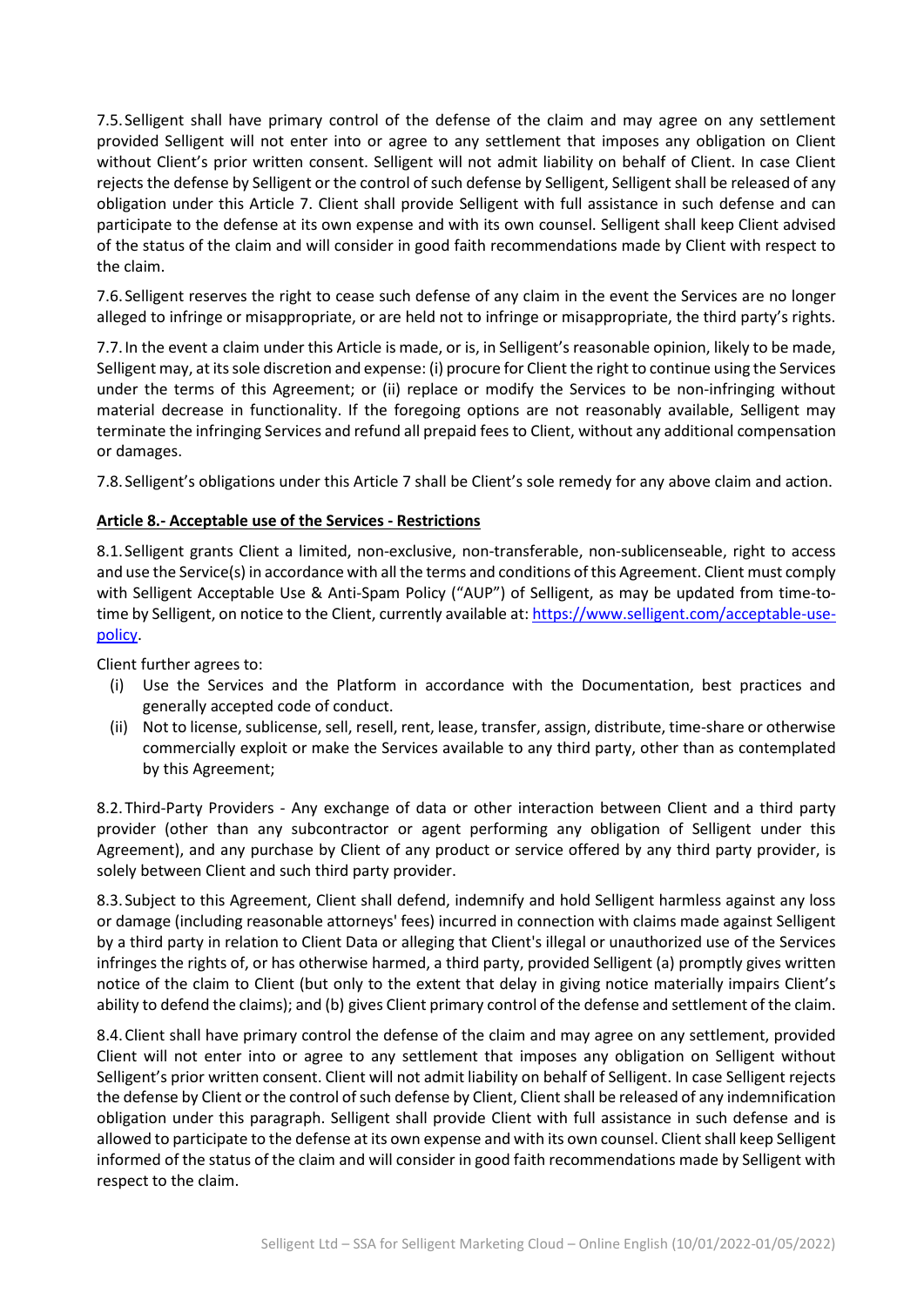7.5. Selligent shall have primary control of the defense of the claim and may agree on any settlement provided Selligent will not enter into or agree to any settlement that imposes any obligation on Client without Client's prior written consent. Selligent will not admit liability on behalf of Client. In case Client rejects the defense by Selligent or the control of such defense by Selligent, Selligent shall be released of any obligation under this Article 7. Client shall provide Selligent with full assistance in such defense and can participate to the defense at its own expense and with its own counsel. Selligent shall keep Client advised of the status of the claim and will consider in good faith recommendations made by Client with respect to the claim.

7.6. Selligent reserves the right to cease such defense of any claim in the event the Services are no longer alleged to infringe or misappropriate, or are held not to infringe or misappropriate, the third party's rights.

7.7. In the event a claim under this Article is made, or is, in Selligent's reasonable opinion, likely to be made, Selligent may, at its sole discretion and expense: (i) procure for Client the right to continue using the Services under the terms of this Agreement; or (ii) replace or modify the Services to be non-infringing without material decrease in functionality. If the foregoing options are not reasonably available, Selligent may terminate the infringing Services and refund all prepaid fees to Client, without any additional compensation or damages.

7.8. Selligent's obligations under this Article 7 shall be Client's sole remedy for any above claim and action.

**Article 8.- Acceptable use of the Services - Restrictions**

8.1. Selligent grants Client a limited, non-exclusive, non-transferable, non-sublicenseable, right to access and use the Service(s) in accordance with all the terms and conditions of this Agreement. Client must comply with Selligent Acceptable Use & Anti-Spam Policy ("AUP") of Selligent, as may be updated from time-to-time by Selligent, on notice to the Client, currently available at: [https://www.selligent.com/acceptable-use-policy](https://www.selligent.com/acceptable-use-policy).

Client further agrees to:

- (i) Use the Services and the Platform in accordance with the Documentation, best practices and generally accepted code of conduct.
- (ii) Not to license, sublicense, sell, resell, rent, lease, transfer, assign, distribute, time-share or otherwise commercially exploit or make the Services available to any third party, other than as contemplated by this Agreement;

8.2. Third-Party Providers - Any exchange of data or other interaction between Client and a third party provider (other than any subcontractor or agent performing any obligation of Selligent under this Agreement), and any purchase by Client of any product or service offered by any third party provider, is solely between Client and such third party provider.

8.3. Subject to this Agreement, Client shall defend, indemnify and hold Selligent harmless against any loss or damage (including reasonable attorneys' fees) incurred in connection with claims made against Selligent by a third party in relation to Client Data or alleging that Client's illegal or unauthorized use of the Services infringes the rights of, or has otherwise harmed, a third party, provided Selligent (a) promptly gives written notice of the claim to Client (but only to the extent that delay in giving notice materially impairs Client's ability to defend the claims); and (b) gives Client primary control of the defense and settlement of the claim.

8.4. Client shall have primary control the defense of the claim and may agree on any settlement, provided Client will not enter into or agree to any settlement that imposes any obligation on Selligent without Selligent's prior written consent. Client will not admit liability on behalf of Selligent. In case Selligent rejects the defense by Client or the control of such defense by Client, Client shall be released of any indemnification obligation under this paragraph. Selligent shall provide Client with full assistance in such defense and is allowed to participate to the defense at its own expense and with its own counsel. Client shall keep Selligent informed of the status of the claim and will consider in good faith recommendations made by Selligent with respect to the claim.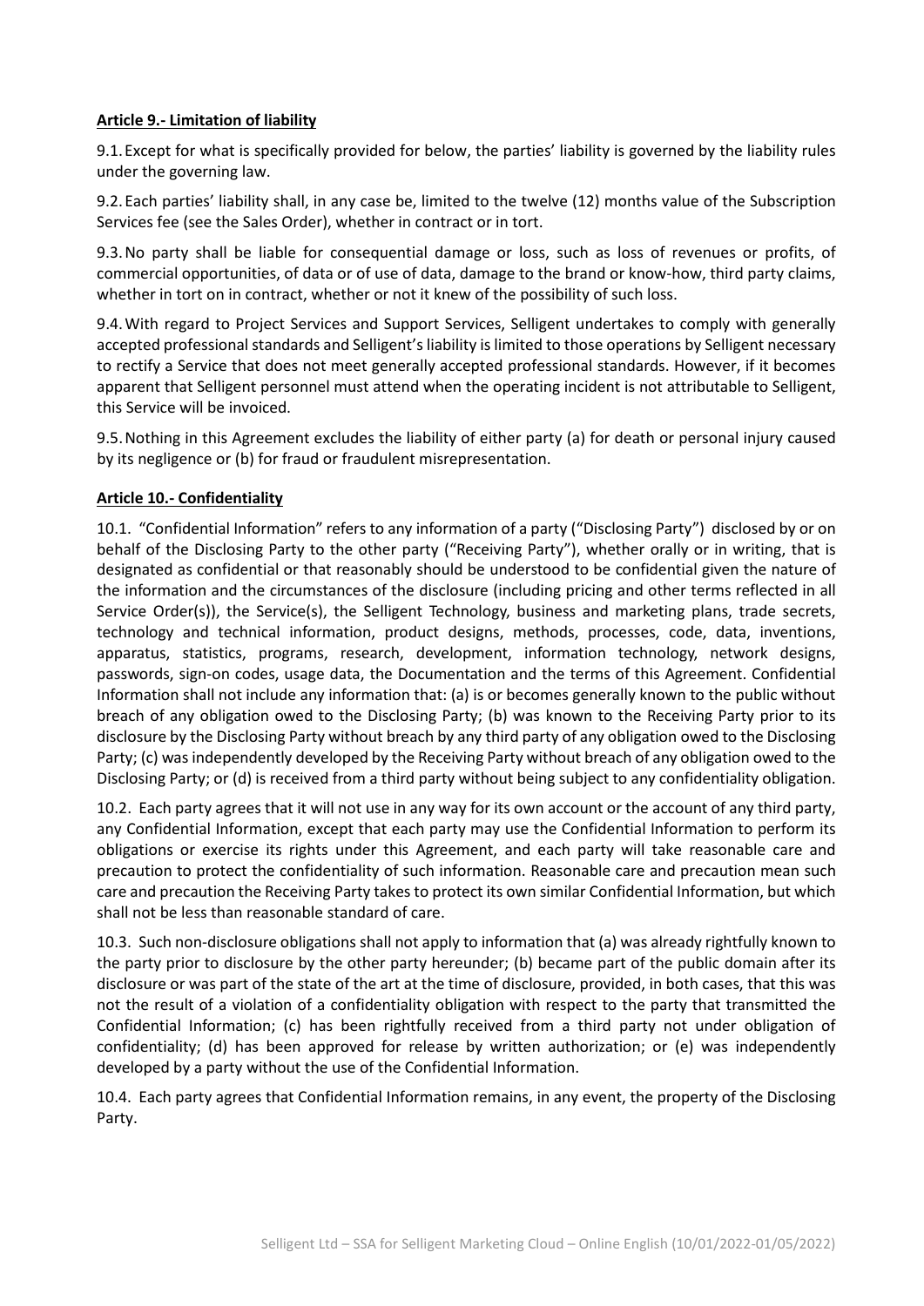**Article 9.- Limitation of liability**

9.1. Except for what is specifically provided for below, the parties' liability is governed by the liability rules under the governing law.

9.2. Each parties' liability shall, in any case be, limited to the twelve (12) months value of the Subscription Services fee (see the Sales Order), whether in contract or in tort.

9.3. No party shall be liable for consequential damage or loss, such as loss of revenues or profits, of commercial opportunities, of data or of use of data, damage to the brand or know-how, third party claims, whether in tort on in contract, whether or not it knew of the possibility of such loss.

9.4. With regard to Project Services and Support Services, Selligent undertakes to comply with generally accepted professional standards and Selligent's liability is limited to those operations by Selligent necessary to rectify a Service that does not meet generally accepted professional standards. However, if it becomes apparent that Selligent personnel must attend when the operating incident is not attributable to Selligent, this Service will be invoiced.

9.5. Nothing in this Agreement excludes the liability of either party (a) for death or personal injury caused by its negligence or (b) for fraud or fraudulent misrepresentation.

**Article 10.- Confidentiality**

10.1. "Confidential Information" refers to any information of a party ("Disclosing Party") disclosed by or on behalf of the Disclosing Party to the other party ("Receiving Party"), whether orally or in writing, that is designated as confidential or that reasonably should be understood to be confidential given the nature of the information and the circumstances of the disclosure (including pricing and other terms reflected in all Service Order(s)), the Service(s), the Selligent Technology, business and marketing plans, trade secrets, technology and technical information, product designs, methods, processes, code, data, inventions, apparatus, statistics, programs, research, development, information technology, network designs, passwords, sign-on codes, usage data, the Documentation and the terms of this Agreement. Confidential Information shall not include any information that: (a) is or becomes generally known to the public without breach of any obligation owed to the Disclosing Party; (b) was known to the Receiving Party prior to its disclosure by the Disclosing Party without breach by any third party of any obligation owed to the Disclosing Party; (c) was independently developed by the Receiving Party without breach of any obligation owed to the Disclosing Party; or (d) is received from a third party without being subject to any confidentiality obligation.

10.2. Each party agrees that it will not use in any way for its own account or the account of any third party, any Confidential Information, except that each party may use the Confidential Information to perform its obligations or exercise its rights under this Agreement, and each party will take reasonable care and precaution to protect the confidentiality of such information. Reasonable care and precaution mean such care and precaution the Receiving Party takes to protect its own similar Confidential Information, but which shall not be less than reasonable standard of care.

10.3. Such non-disclosure obligations shall not apply to information that (a) was already rightfully known to the party prior to disclosure by the other party hereunder; (b) became part of the public domain after its disclosure or was part of the state of the art at the time of disclosure, provided, in both cases, that this was not the result of a violation of a confidentiality obligation with respect to the party that transmitted the Confidential Information; (c) has been rightfully received from a third party not under obligation of confidentiality; (d) has been approved for release by written authorization; or (e) was independently developed by a party without the use of the Confidential Information.

10.4. Each party agrees that Confidential Information remains, in any event, the property of the Disclosing Party.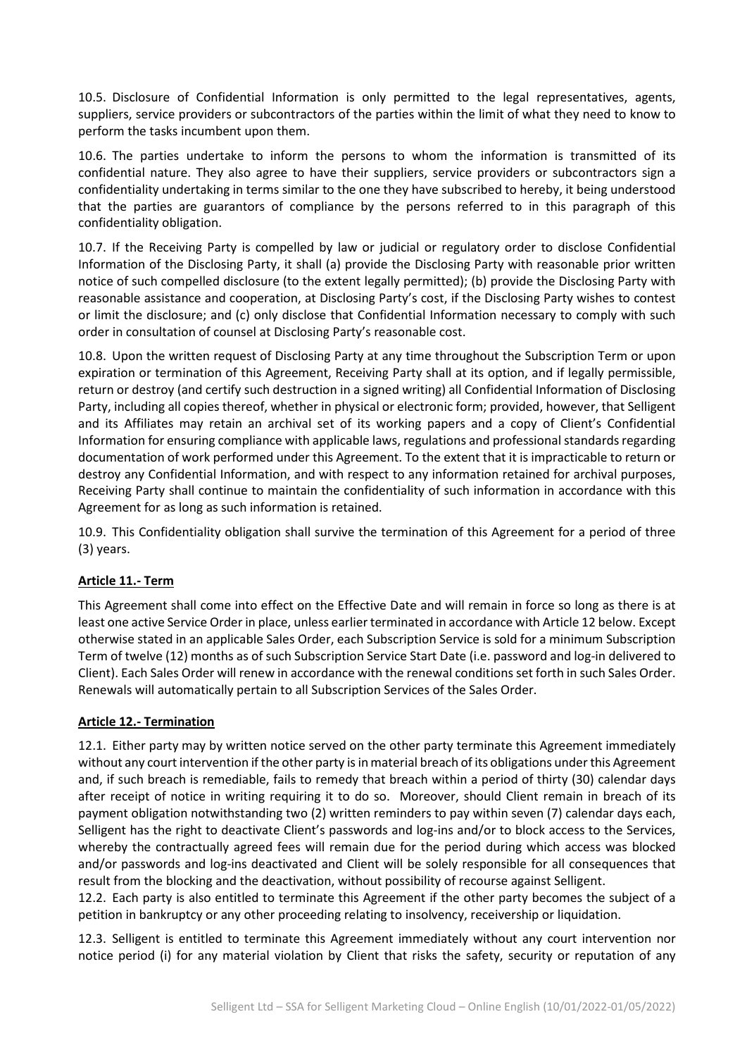10.5. Disclosure of Confidential Information is only permitted to the legal representatives, agents, suppliers, service providers or subcontractors of the parties within the limit of what they need to know to perform the tasks incumbent upon them.

10.6. The parties undertake to inform the persons to whom the information is transmitted of its confidential nature. They also agree to have their suppliers, service providers or subcontractors sign a confidentiality undertaking in terms similar to the one they have subscribed to hereby, it being understood that the parties are guarantors of compliance by the persons referred to in this paragraph of this confidentiality obligation.

10.7. If the Receiving Party is compelled by law or judicial or regulatory order to disclose Confidential Information of the Disclosing Party, it shall (a) provide the Disclosing Party with reasonable prior written notice of such compelled disclosure (to the extent legally permitted); (b) provide the Disclosing Party with reasonable assistance and cooperation, at Disclosing Party's cost, if the Disclosing Party wishes to contest or limit the disclosure; and (c) only disclose that Confidential Information necessary to comply with such order in consultation of counsel at Disclosing Party's reasonable cost.

10.8. Upon the written request of Disclosing Party at any time throughout the Subscription Term or upon expiration or termination of this Agreement, Receiving Party shall at its option, and if legally permissible, return or destroy (and certify such destruction in a signed writing) all Confidential Information of Disclosing Party, including all copies thereof, whether in physical or electronic form; provided, however, that Selligent and its Affiliates may retain an archival set of its working papers and a copy of Client's Confidential Information for ensuring compliance with applicable laws, regulations and professional standards regarding documentation of work performed under this Agreement. To the extent that it is impracticable to return or destroy any Confidential Information, and with respect to any information retained for archival purposes, Receiving Party shall continue to maintain the confidentiality of such information in accordance with this Agreement for as long as such information is retained.

10.9. This Confidentiality obligation shall survive the termination of this Agreement for a period of three (3) years.

## Article 11.- Term

This Agreement shall come into effect on the Effective Date and will remain in force so long as there is at least one active Service Order in place, unless earlier terminated in accordance with Article 12 below. Except otherwise stated in an applicable Sales Order, each Subscription Service is sold for a minimum Subscription Term of twelve (12) months as of such Subscription Service Start Date (i.e. password and log-in delivered to Client). Each Sales Order will renew in accordance with the renewal conditions set forth in such Sales Order. Renewals will automatically pertain to all Subscription Services of the Sales Order.

## Article 12.- Termination

12.1. Either party may by written notice served on the other party terminate this Agreement immediately without any court intervention if the other party is in material breach of its obligations under this Agreement and, if such breach is remediable, fails to remedy that breach within a period of thirty (30) calendar days after receipt of notice in writing requiring it to do so. Moreover, should Client remain in breach of its payment obligation notwithstanding two (2) written reminders to pay within seven (7) calendar days each, Selligent has the right to deactivate Client's passwords and log-ins and/or to block access to the Services, whereby the contractually agreed fees will remain due for the period during which access was blocked and/or passwords and log-ins deactivated and Client will be solely responsible for all consequences that result from the blocking and the deactivation, without possibility of recourse against Selligent.

12.2. Each party is also entitled to terminate this Agreement if the other party becomes the subject of a petition in bankruptcy or any other proceeding relating to insolvency, receivership or liquidation.

12.3. Selligent is entitled to terminate this Agreement immediately without any court intervention nor notice period (i) for any material violation by Client that risks the safety, security or reputation of any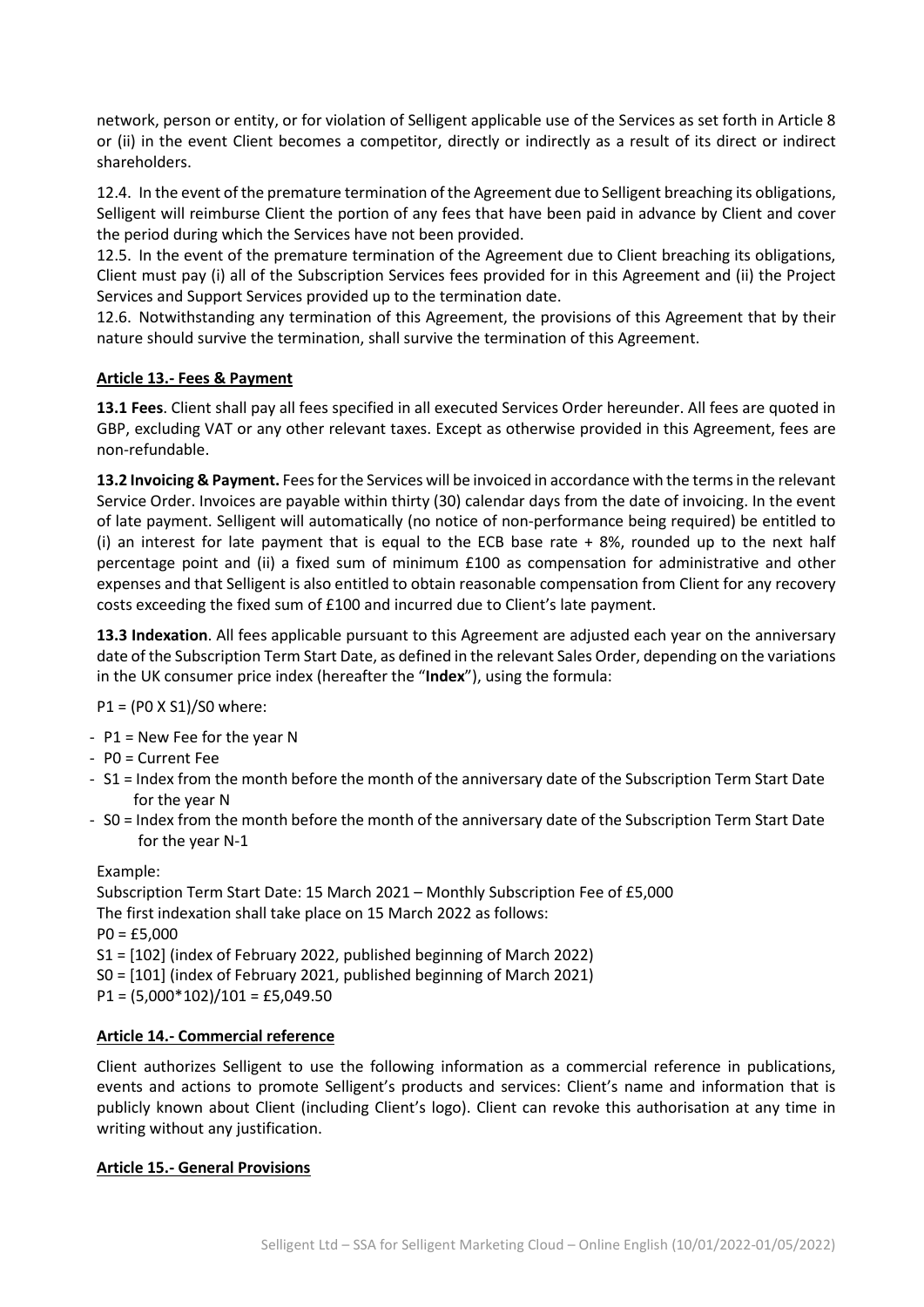network, person or entity, or for violation of Selligent applicable use of the Services as set forth in Article 8 or (ii) in the event Client becomes a competitor, directly or indirectly as a result of its direct or indirect shareholders.

12.4. In the event of the premature termination of the Agreement due to Selligent breaching its obligations, Selligent will reimburse Client the portion of any fees that have been paid in advance by Client and cover the period during which the Services have not been provided.

12.5. In the event of the premature termination of the Agreement due to Client breaching its obligations, Client must pay (i) all of the Subscription Services fees provided for in this Agreement and (ii) the Project Services and Support Services provided up to the termination date.

12.6. Notwithstanding any termination of this Agreement, the provisions of this Agreement that by their nature should survive the termination, shall survive the termination of this Agreement.

## Article 13.- Fees & Payment

**13.1 Fees**. Client shall pay all fees specified in all executed Services Order hereunder. All fees are quoted in GBP, excluding VAT or any other relevant taxes. Except as otherwise provided in this Agreement, fees are non-refundable.

**13.2 Invoicing & Payment.** Fees for the Services will be invoiced in accordance with the terms in the relevant Service Order. Invoices are payable within thirty (30) calendar days from the date of invoicing. In the event of late payment. Selligent will automatically (no notice of non-performance being required) be entitled to (i) an interest for late payment that is equal to the ECB base rate + 8%, rounded up to the next half percentage point and (ii) a fixed sum of minimum £100 as compensation for administrative and other expenses and that Selligent is also entitled to obtain reasonable compensation from Client for any recovery costs exceeding the fixed sum of £100 and incurred due to Client's late payment.

**13.3 Indexation**. All fees applicable pursuant to this Agreement are adjusted each year on the anniversary date of the Subscription Term Start Date, as defined in the relevant Sales Order, depending on the variations in the UK consumer price index (hereafter the "**Index**"), using the formula:

$P1 = (P0 \times S1)/S0$ where:

- $P1$ = New Fee for the year N
- $P0$ = Current Fee
- $S1$ = Index from the month before the month of the anniversary date of the Subscription Term Start Date for the year N
- $S0$ = Index from the month before the month of the anniversary date of the Subscription Term Start Date for the year N-1

Example:

Subscription Term Start Date: 15 March 2021 – Monthly Subscription Fee of £5,000

The first indexation shall take place on 15 March 2022 as follows:

P0 = £5,000

S1 = [102] (index of February 2022, published beginning of March 2022)

S0 = [101] (index of February 2021, published beginning of March 2021)

P1 = (5,000*102)/101 = £5,049.50

## Article 14.- Commercial reference

Client authorizes Selligent to use the following information as a commercial reference in publications, events and actions to promote Selligent's products and services: Client's name and information that is publicly known about Client (including Client's logo). Client can revoke this authorisation at any time in writing without any justification.

## Article 15.- General Provisions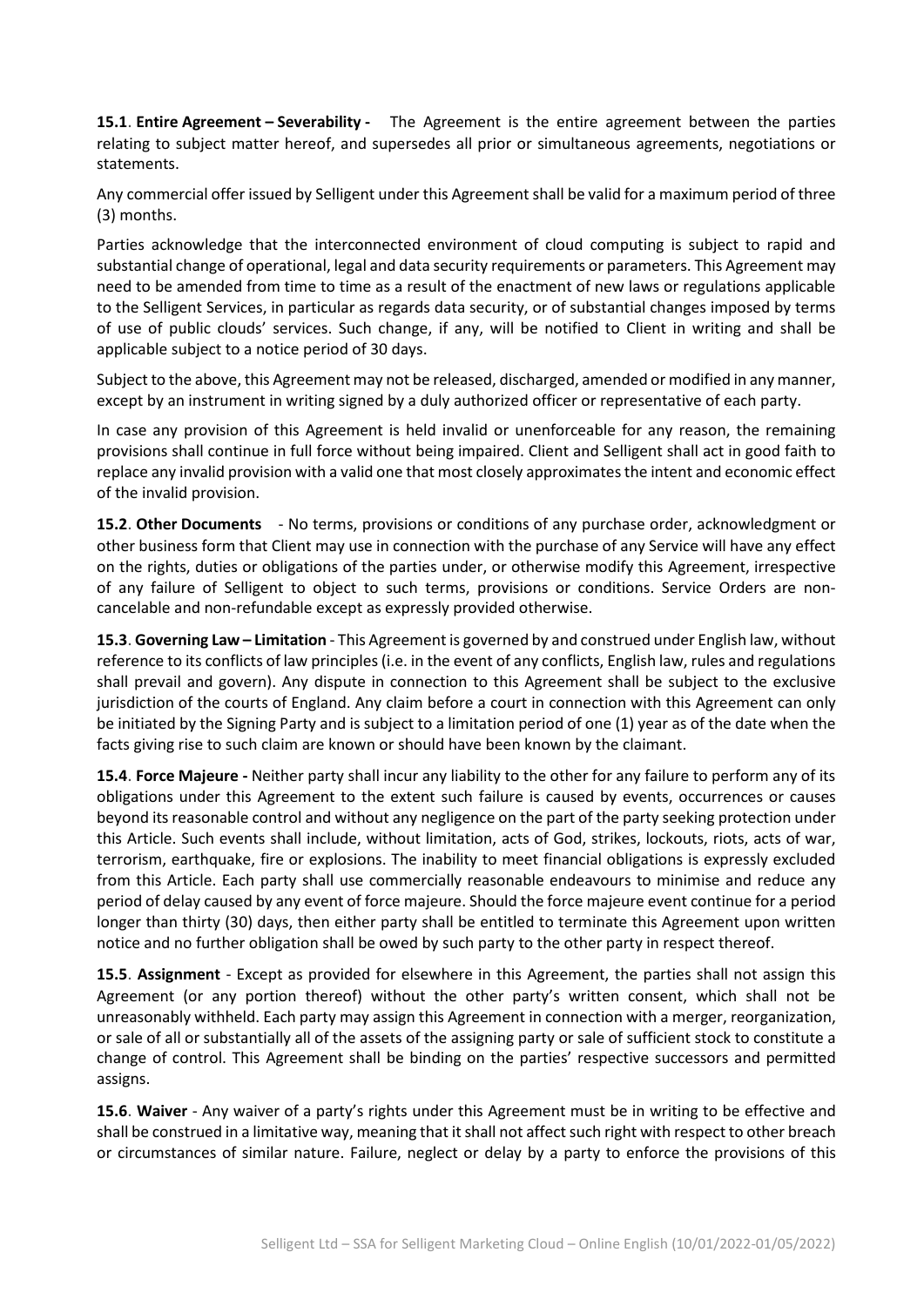**15.1**. **Entire Agreement – Severability -** The Agreement is the entire agreement between the parties relating to subject matter hereof, and supersedes all prior or simultaneous agreements, negotiations or statements.

Any commercial offer issued by Selligent under this Agreement shall be valid for a maximum period of three (3) months.

Parties acknowledge that the interconnected environment of cloud computing is subject to rapid and substantial change of operational, legal and data security requirements or parameters. This Agreement may need to be amended from time to time as a result of the enactment of new laws or regulations applicable to the Selligent Services, in particular as regards data security, or of substantial changes imposed by terms of use of public clouds' services. Such change, if any, will be notified to Client in writing and shall be applicable subject to a notice period of 30 days.

Subject to the above, this Agreement may not be released, discharged, amended or modified in any manner, except by an instrument in writing signed by a duly authorized officer or representative of each party.

In case any provision of this Agreement is held invalid or unenforceable for any reason, the remaining provisions shall continue in full force without being impaired. Client and Selligent shall act in good faith to replace any invalid provision with a valid one that most closely approximates the intent and economic effect of the invalid provision.

**15.2**. **Other Documents** - No terms, provisions or conditions of any purchase order, acknowledgment or other business form that Client may use in connection with the purchase of any Service will have any effect on the rights, duties or obligations of the parties under, or otherwise modify this Agreement, irrespective of any failure of Selligent to object to such terms, provisions or conditions. Service Orders are non-cancelable and non-refundable except as expressly provided otherwise.

**15.3**. **Governing Law – Limitation** - This Agreement is governed by and construed under English law, without reference to its conflicts of law principles (i.e. in the event of any conflicts, English law, rules and regulations shall prevail and govern). Any dispute in connection to this Agreement shall be subject to the exclusive jurisdiction of the courts of England. Any claim before a court in connection with this Agreement can only be initiated by the Signing Party and is subject to a limitation period of one (1) year as of the date when the facts giving rise to such claim are known or should have been known by the claimant.

**15.4**. **Force Majeure -** Neither party shall incur any liability to the other for any failure to perform any of its obligations under this Agreement to the extent such failure is caused by events, occurrences or causes beyond its reasonable control and without any negligence on the part of the party seeking protection under this Article. Such events shall include, without limitation, acts of God, strikes, lockouts, riots, acts of war, terrorism, earthquake, fire or explosions. The inability to meet financial obligations is expressly excluded from this Article. Each party shall use commercially reasonable endeavours to minimise and reduce any period of delay caused by any event of force majeure. Should the force majeure event continue for a period longer than thirty (30) days, then either party shall be entitled to terminate this Agreement upon written notice and no further obligation shall be owed by such party to the other party in respect thereof.

**15.5**. **Assignment** - Except as provided for elsewhere in this Agreement, the parties shall not assign this Agreement (or any portion thereof) without the other party's written consent, which shall not be unreasonably withheld. Each party may assign this Agreement in connection with a merger, reorganization, or sale of all or substantially all of the assets of the assigning party or sale of sufficient stock to constitute a change of control. This Agreement shall be binding on the parties' respective successors and permitted assigns.

**15.6**. **Waiver** - Any waiver of a party's rights under this Agreement must be in writing to be effective and shall be construed in a limitative way, meaning that it shall not affect such right with respect to other breach or circumstances of similar nature. Failure, neglect or delay by a party to enforce the provisions of this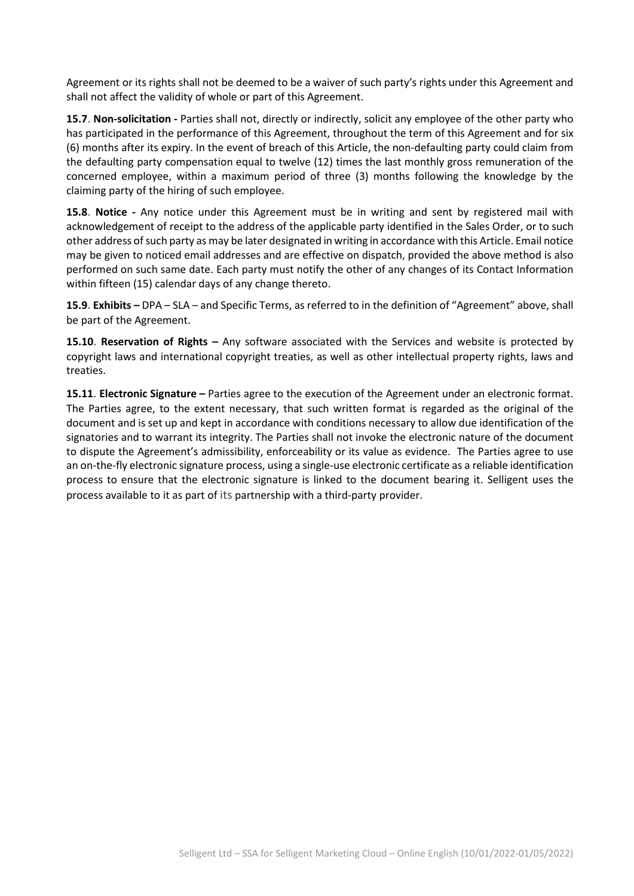Agreement or its rights shall not be deemed to be a waiver of such party's rights under this Agreement and shall not affect the validity of whole or part of this Agreement.

**15.7**. **Non-solicitation -** Parties shall not, directly or indirectly, solicit any employee of the other party who has participated in the performance of this Agreement, throughout the term of this Agreement and for six (6) months after its expiry. In the event of breach of this Article, the non-defaulting party could claim from the defaulting party compensation equal to twelve (12) times the last monthly gross remuneration of the concerned employee, within a maximum period of three (3) months following the knowledge by the claiming party of the hiring of such employee.

**15.8**. **Notice -** Any notice under this Agreement must be in writing and sent by registered mail with acknowledgement of receipt to the address of the applicable party identified in the Sales Order, or to such other address of such party as may be later designated in writing in accordance with this Article. Email notice may be given to noticed email addresses and are effective on dispatch, provided the above method is also performed on such same date. Each party must notify the other of any changes of its Contact Information within fifteen (15) calendar days of any change thereto.

**15.9**. **Exhibits –** DPA – SLA – and Specific Terms, as referred to in the definition of "Agreement" above, shall be part of the Agreement.

**15.10**. **Reservation of Rights –** Any software associated with the Services and website is protected by copyright laws and international copyright treaties, as well as other intellectual property rights, laws and treaties.

**15.11**. **Electronic Signature –** Parties agree to the execution of the Agreement under an electronic format. The Parties agree, to the extent necessary, that such written format is regarded as the original of the document and is set up and kept in accordance with conditions necessary to allow due identification of the signatories and to warrant its integrity. The Parties shall not invoke the electronic nature of the document to dispute the Agreement's admissibility, enforceability or its value as evidence. The Parties agree to use an on-the-fly electronic signature process, using a single-use electronic certificate as a reliable identification process to ensure that the electronic signature is linked to the document bearing it. Selligent uses the process available to it as part of its partnership with a third-party provider.